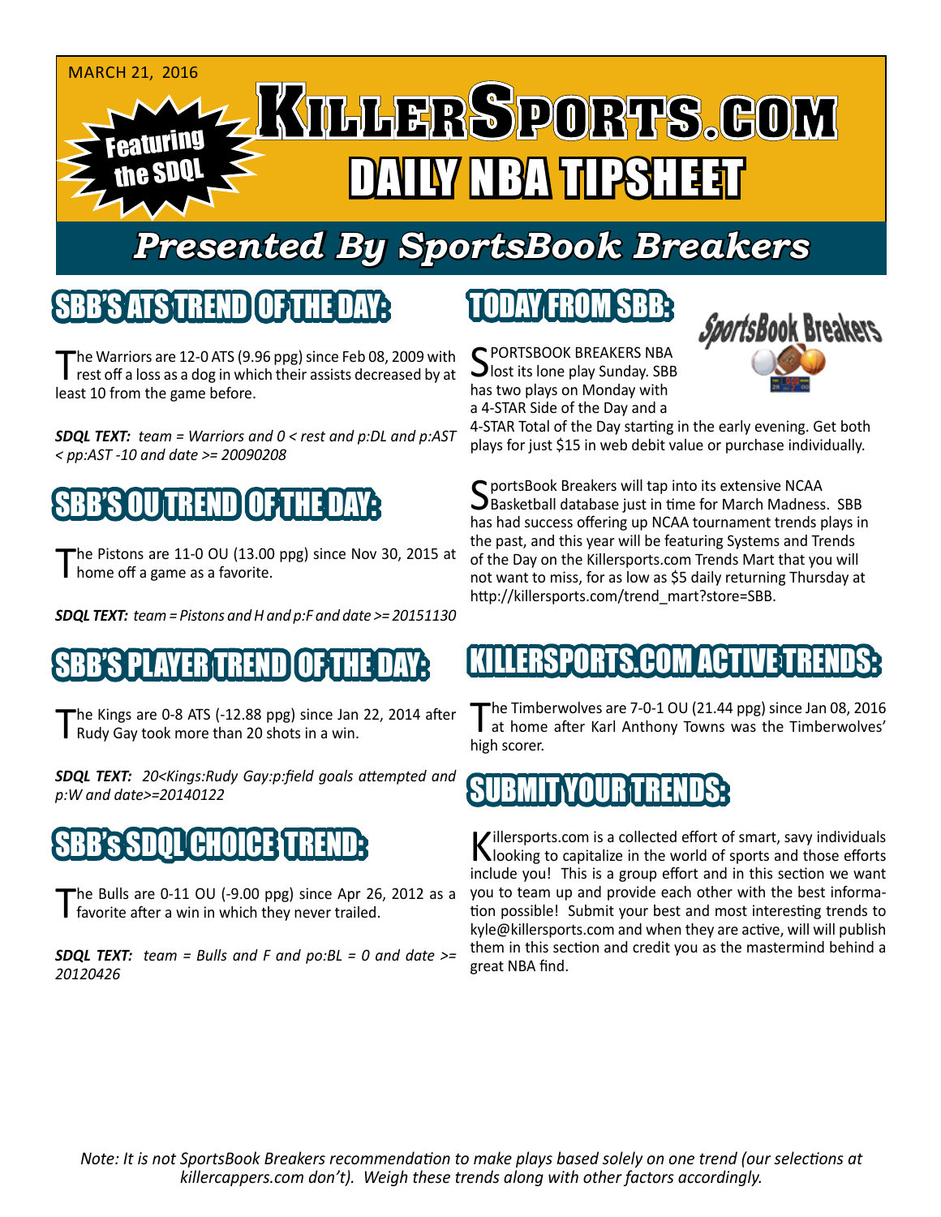MARCH 21, 2016

# KILLERSPORTS.COM DAILY NBA TIPSHEET

Featuring the SDQL

## Presented By SportsBook Breakers

## SBB'S ATS TREND OF THE DAY:

The Warriors are 12-0 ATS (9.96 ppg) since Feb 08, 2009 with rest off a loss as a dog in which their assists decreased by at least 10 from the game before.

***SDQL TEXT:*** *team = Warriors and 0 < rest and p:DL and p:AST < pp:AST -10 and date >= 20090208*

## SBB'S OU TREND OF THE DAY:

The Pistons are 11-0 OU (13.00 ppg) since Nov 30, 2015 at home off a game as a favorite.

***SDQL TEXT:*** *team = Pistons and H and p:F and date >= 20151130*

## SBB'S PLAYER TREND OF THE DAY:

The Kings are 0-8 ATS (-12.88 ppg) since Jan 22, 2014 after Rudy Gay took more than 20 shots in a win.

***SDQL TEXT:*** *20<Kings:Rudy Gay:p:field goals attempted and p:W and date>=20140122*

## SBB's SDQL CHOICE TREND:

The Bulls are 0-11 OU (-9.00 ppg) since Apr 26, 2012 as a favorite after a win in which they never trailed.

***SDQL TEXT:*** *team = Bulls and F and po:BL = 0 and date >= 20120426*

## TODAY FROM SBB:

SPORTSBOOK BREAKERS NBA lost its lone play Sunday. SBB has two plays on Monday with a 4-STAR Side of the Day and a 4-STAR Total of the Day starting in the early evening. Get both plays for just $15 in web debit value or purchase individually.

SportsBook Breakers will tap into its extensive NCAA Basketball database just in time for March Madness. SBB has had success offering up NCAA tournament trends plays in the past, and this year will be featuring Systems and Trends of the Day on the Killersports.com Trends Mart that you will not want to miss, for as low as $5 daily returning Thursday at http://killersports.com/trend_mart?store=SBB.

## KILLERSPORTS.COM ACTIVE TRENDS:

The Timberwolves are 7-0-1 OU (21.44 ppg) since Jan 08, 2016 at home after Karl Anthony Towns was the Timberwolves' high scorer.

## SUBMIT YOUR TRENDS:

Killersports.com is a collected effort of smart, savy individuals looking to capitalize in the world of sports and those efforts include you! This is a group effort and in this section we want you to team up and provide each other with the best information possible! Submit your best and most interesting trends to kyle@killersports.com and when they are active, will will publish them in this section and credit you as the mastermind behind a great NBA find.

*Note: It is not SportsBook Breakers recommendation to make plays based solely on one trend (our selections at killercappers.com don't). Weigh these trends along with other factors accordingly.*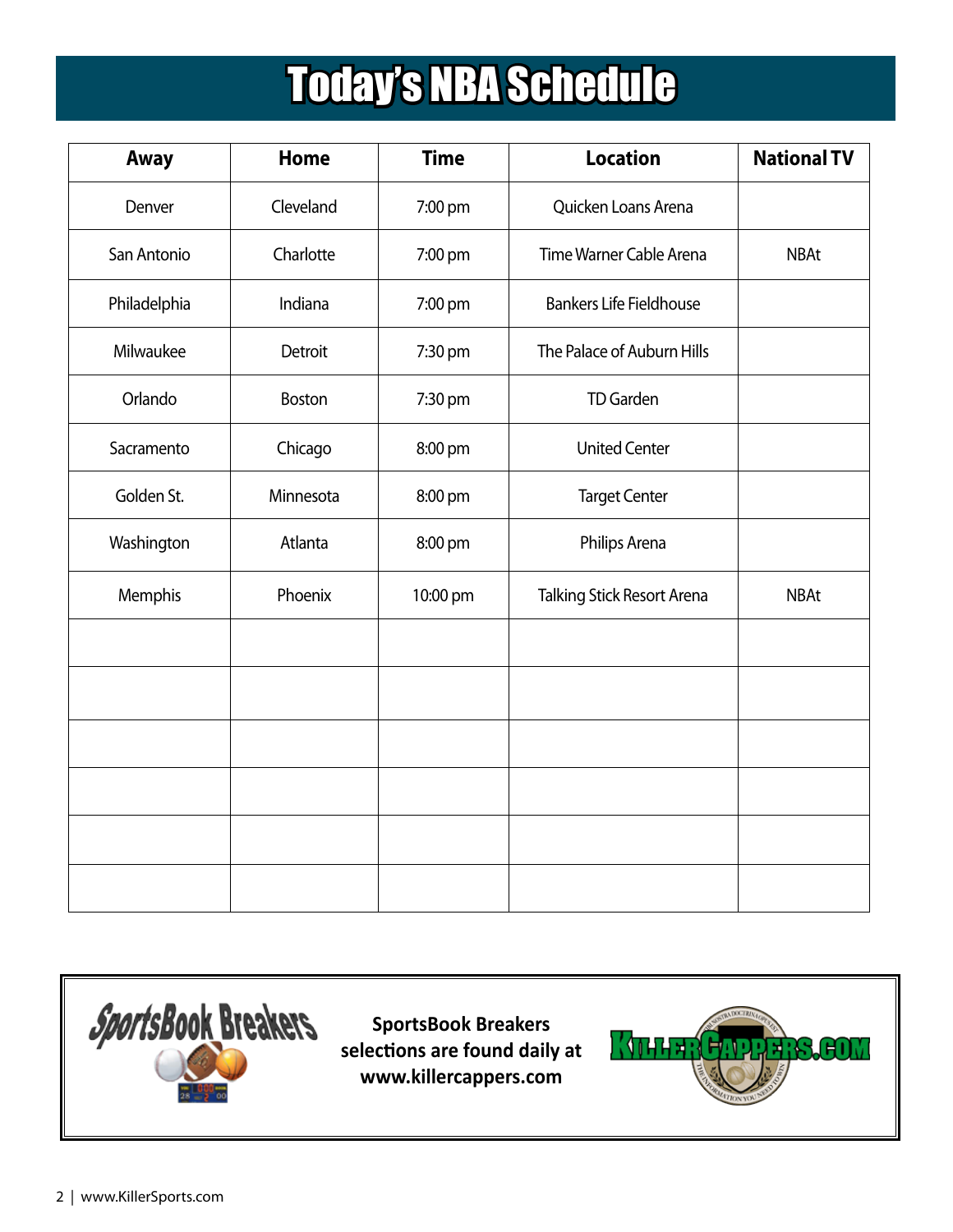# Today's NBA Schedule

| Away | Home | Time | Location | National TV |
|---|---|---|---|---|
| Denver | Cleveland | 7:00 pm | Quicken Loans Arena | |
| San Antonio | Charlotte | 7:00 pm | Time Warner Cable Arena | NBAt |
| Philadelphia | Indiana | 7:00 pm | Bankers Life Fieldhouse | |
| Milwaukee | Detroit | 7:30 pm | The Palace of Auburn Hills | |
| Orlando | Boston | 7:30 pm | TD Garden | |
| Sacramento | Chicago | 8:00 pm | United Center | |
| Golden St. | Minnesota | 8:00 pm | Target Center | |
| Washington | Atlanta | 8:00 pm | Philips Arena | |
| Memphis | Phoenix | 10:00 pm | Talking Stick Resort Arena | NBAt |
| | | | | |
| | | | | |
| | | | | |
| | | | | |
| | | | | |
| | | | | |

SportsBook Breakers

**SportsBook Breakers selections are found daily at www.killercappers.com**

KILLERCAPPERS.COM